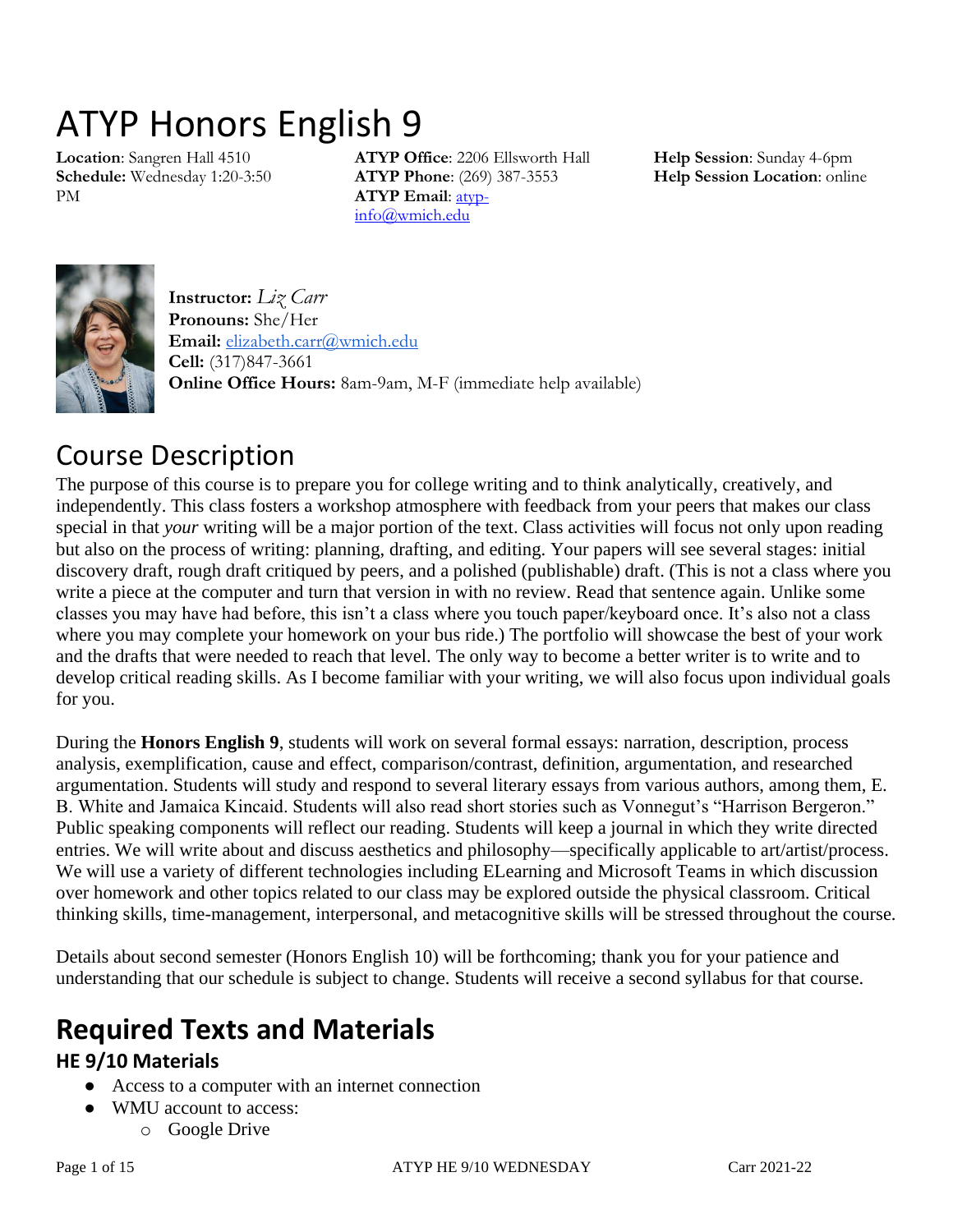# ATYP Honors English 9

**Location**: Sangren Hall 4510
**Schedule:** Wednesday 1:20-3:50 PM

**ATYP Office**: 2206 Ellsworth Hall
**ATYP Phone**: (269) 387-3553
**ATYP Email**: atyp-info@wmich.edu

**Help Session**: Sunday 4-6pm
**Help Session Location**: online

**Instructor:** *Liz Carr*
**Pronouns:** She/Her
**Email:** elizabeth.carr@wmich.edu
**Cell:** (317)847-3661
**Online Office Hours:** 8am-9am, M-F (immediate help available)

## Course Description

The purpose of this course is to prepare you for college writing and to think analytically, creatively, and independently. This class fosters a workshop atmosphere with feedback from your peers that makes our class special in that *your* writing will be a major portion of the text. Class activities will focus not only upon reading but also on the process of writing: planning, drafting, and editing. Your papers will see several stages: initial discovery draft, rough draft critiqued by peers, and a polished (publishable) draft. (This is not a class where you write a piece at the computer and turn that version in with no review. Read that sentence again. Unlike some classes you may have had before, this isn't a class where you touch paper/keyboard once. It's also not a class where you may complete your homework on your bus ride.) The portfolio will showcase the best of your work and the drafts that were needed to reach that level. The only way to become a better writer is to write and to develop critical reading skills. As I become familiar with your writing, we will also focus upon individual goals for you.

During the **Honors English 9**, students will work on several formal essays: narration, description, process analysis, exemplification, cause and effect, comparison/contrast, definition, argumentation, and researched argumentation. Students will study and respond to several literary essays from various authors, among them, E. B. White and Jamaica Kincaid. Students will also read short stories such as Vonnegut's "Harrison Bergeron." Public speaking components will reflect our reading. Students will keep a journal in which they write directed entries. We will write about and discuss aesthetics and philosophy—specifically applicable to art/artist/process. We will use a variety of different technologies including ELearning and Microsoft Teams in which discussion over homework and other topics related to our class may be explored outside the physical classroom. Critical thinking skills, time-management, interpersonal, and metacognitive skills will be stressed throughout the course.

Details about second semester (Honors English 10) will be forthcoming; thank you for your patience and understanding that our schedule is subject to change. Students will receive a second syllabus for that course.

## Required Texts and Materials

### HE 9/10 Materials

- Access to a computer with an internet connection
- WMU account to access:
  - Google Drive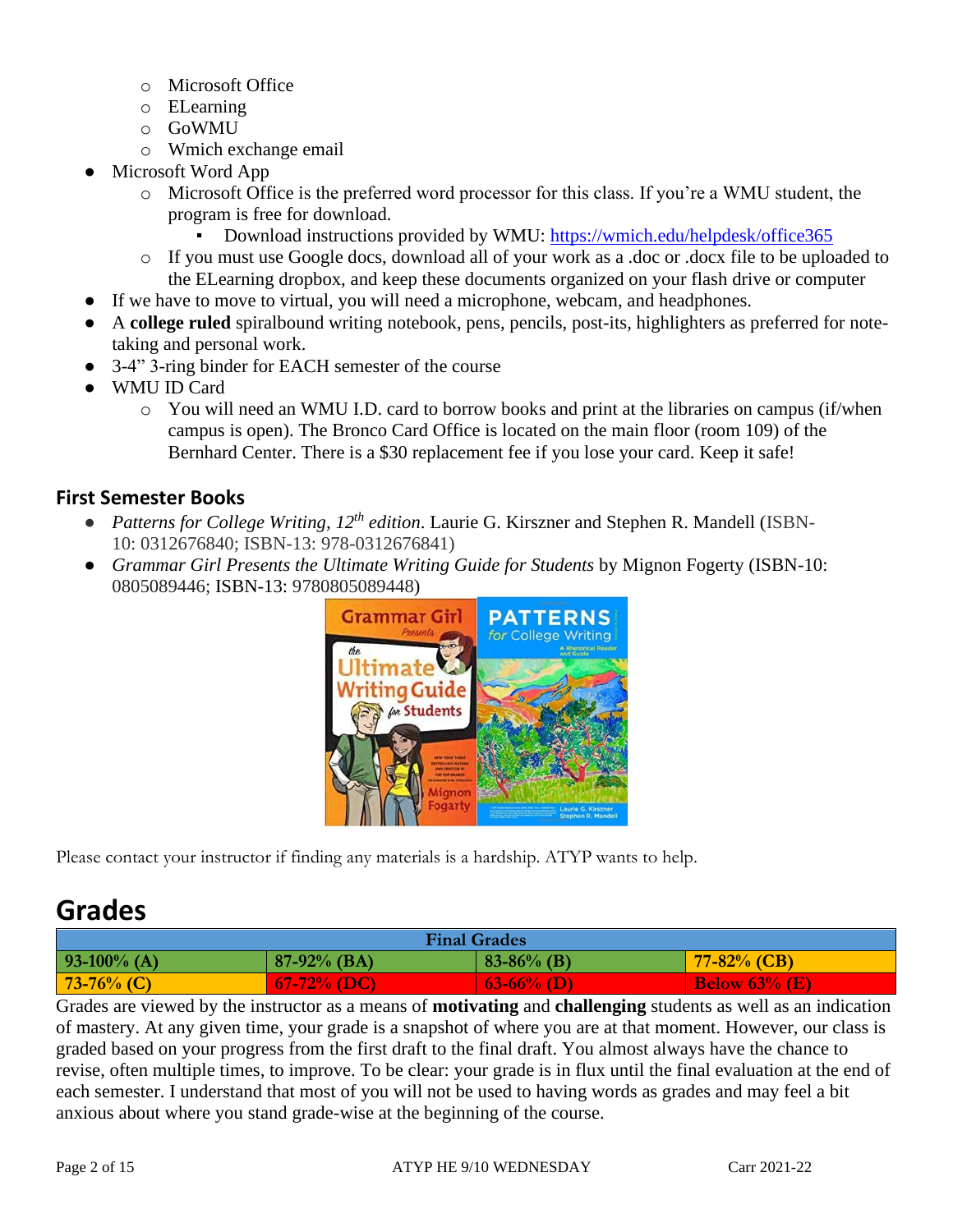- Microsoft Office
- ELearning
- GoWMU
- Wmich exchange email

- Microsoft Word App
  - Microsoft Office is the preferred word processor for this class. If you're a WMU student, the program is free for download.
    - Download instructions provided by WMU: https://wmich.edu/helpdesk/office365
  - If you must use Google docs, download all of your work as a .doc or .docx file to be uploaded to the ELearning dropbox, and keep these documents organized on your flash drive or computer
- If we have to move to virtual, you will need a microphone, webcam, and headphones.
- A **college ruled** spiralbound writing notebook, pens, pencils, post-its, highlighters as preferred for note-taking and personal work.
- 3-4" 3-ring binder for EACH semester of the course
- WMU ID Card
  - You will need an WMU I.D. card to borrow books and print at the libraries on campus (if/when campus is open). The Bronco Card Office is located on the main floor (room 109) of the Bernhard Center. There is a $30 replacement fee if you lose your card. Keep it safe!

### First Semester Books

- *Patterns for College Writing, 12th edition*. Laurie G. Kirszner and Stephen R. Mandell (ISBN-10: 0312676840; ISBN-13: 978-0312676841)
- *Grammar Girl Presents the Ultimate Writing Guide for Students* by Mignon Fogerty (ISBN-10: 0805089446; ISBN-13: 9780805089448)

Please contact your instructor if finding any materials is a hardship. ATYP wants to help.

# Grades

| Final Grades | | | |
|---|---|---|---|
| **93-100% (A)** | **87-92% (BA)** | **83-86% (B)** | **77-82% (CB)** |
| **73-76% (C)** | **67-72% (DC)** | **63-66% (D)** | **Below 63% (E)** |

Grades are viewed by the instructor as a means of **motivating** and **challenging** students as well as an indication of mastery. At any given time, your grade is a snapshot of where you are at that moment. However, our class is graded based on your progress from the first draft to the final draft. You almost always have the chance to revise, often multiple times, to improve. To be clear: your grade is in flux until the final evaluation at the end of each semester. I understand that most of you will not be used to having words as grades and may feel a bit anxious about where you stand grade-wise at the beginning of the course.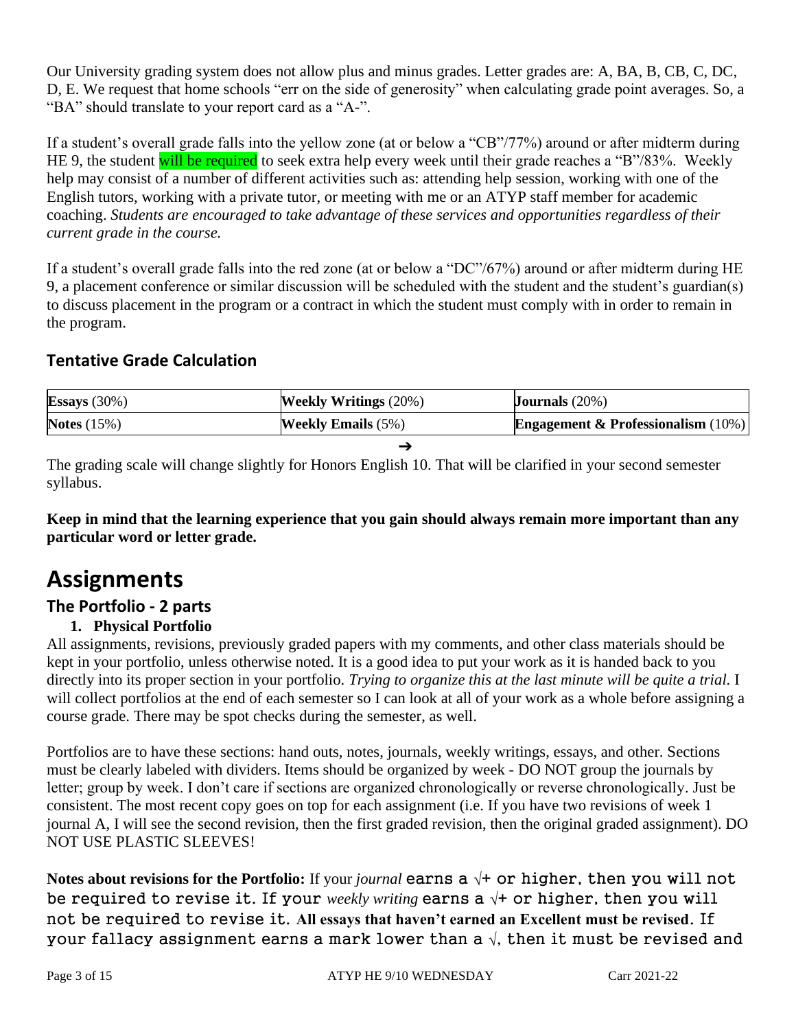Our University grading system does not allow plus and minus grades. Letter grades are: A, BA, B, CB, C, DC, D, E. We request that home schools “err on the side of generosity” when calculating grade point averages. So, a “BA” should translate to your report card as a “A-”.

If a student’s overall grade falls into the yellow zone (at or below a “CB”/77%) around or after midterm during HE 9, the student will be required to seek extra help every week until their grade reaches a “B”/83%. Weekly help may consist of a number of different activities such as: attending help session, working with one of the English tutors, working with a private tutor, or meeting with me or an ATYP staff member for academic coaching. *Students are encouraged to take advantage of these services and opportunities regardless of their current grade in the course.*

If a student’s overall grade falls into the red zone (at or below a “DC”/67%) around or after midterm during HE 9, a placement conference or similar discussion will be scheduled with the student and the student’s guardian(s) to discuss placement in the program or a contract in which the student must comply with in order to remain in the program.

### Tentative Grade Calculation

| | | |
|---|---|---|
| **Essays** (30%) | **Weekly Writings** (20%) | **Journals** (20%) |
| **Notes** (15%) | **Weekly Emails** (5%) | **Engagement & Professionalism** (10%) |

➔

The grading scale will change slightly for Honors English 10. That will be clarified in your second semester syllabus.

**Keep in mind that the learning experience that you gain should always remain more important than any particular word or letter grade.**

# Assignments

## The Portfolio - 2 parts

1. **Physical Portfolio**

All assignments, revisions, previously graded papers with my comments, and other class materials should be kept in your portfolio, unless otherwise noted. It is a good idea to put your work as it is handed back to you directly into its proper section in your portfolio. *Trying to organize this at the last minute will be quite a trial.* I will collect portfolios at the end of each semester so I can look at all of your work as a whole before assigning a course grade. There may be spot checks during the semester, as well.

Portfolios are to have these sections: hand outs, notes, journals, weekly writings, essays, and other. Sections must be clearly labeled with dividers. Items should be organized by week - DO NOT group the journals by letter; group by week. I don’t care if sections are organized chronologically or reverse chronologically. Just be consistent. The most recent copy goes on top for each assignment (i.e. If you have two revisions of week 1 journal A, I will see the second revision, then the first graded revision, then the original graded assignment). DO NOT USE PLASTIC SLEEVES!

**Notes about revisions for the Portfolio:** If your *journal* earns a √+ or higher, then you will not be required to revise it. If your *weekly writing* earns a √+ or higher, then you will not be required to revise it. **All essays that haven’t earned an Excellent must be revised**. If your fallacy assignment earns a mark lower than a √, then it must be revised and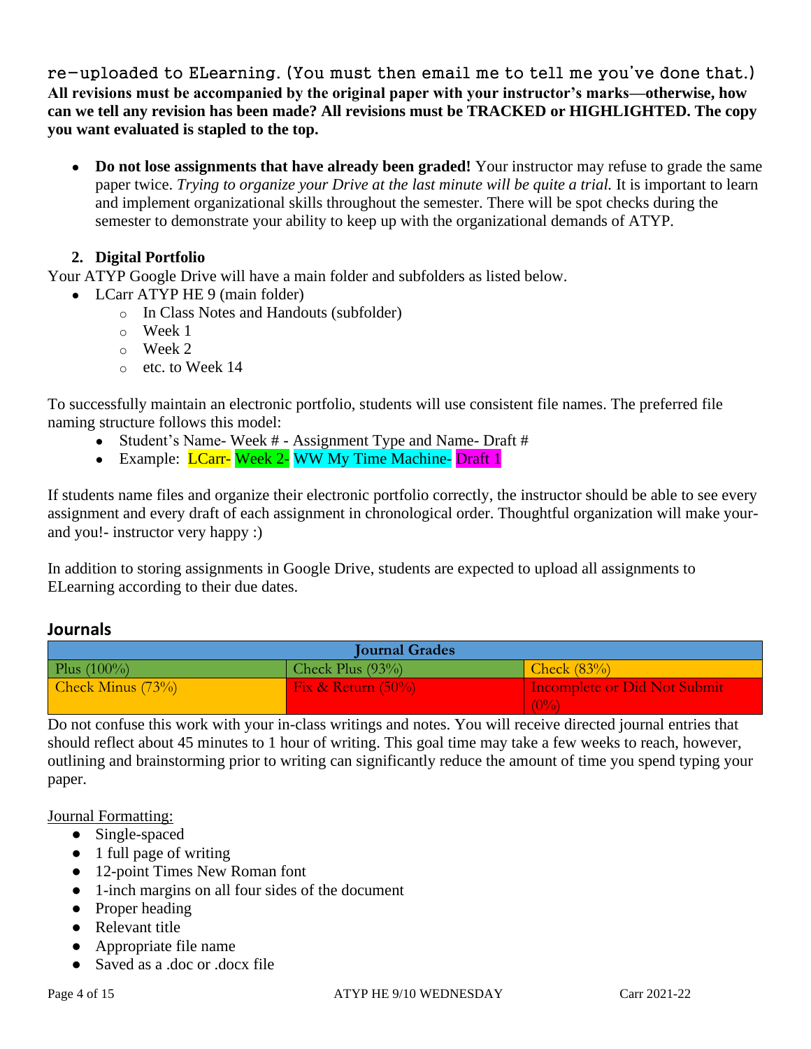re-uploaded to ELearning. (You must then email me to tell me you've done that.) **All revisions must be accompanied by the original paper with your instructor's marks—otherwise, how can we tell any revision has been made? All revisions must be TRACKED or HIGHLIGHTED. The copy you want evaluated is stapled to the top.**

- **Do not lose assignments that have already been graded!** Your instructor may refuse to grade the same paper twice. *Trying to organize your Drive at the last minute will be quite a trial.* It is important to learn and implement organizational skills throughout the semester. There will be spot checks during the semester to demonstrate your ability to keep up with the organizational demands of ATYP.

**2. Digital Portfolio**

Your ATYP Google Drive will have a main folder and subfolders as listed below.

- LCarr ATYP HE 9 (main folder)
  - In Class Notes and Handouts (subfolder)
  - Week 1
  - Week 2
  - etc. to Week 14

To successfully maintain an electronic portfolio, students will use consistent file names. The preferred file naming structure follows this model:

- Student's Name- Week # - Assignment Type and Name- Draft #
- Example: LCarr- Week 2- WW My Time Machine- Draft 1

If students name files and organize their electronic portfolio correctly, the instructor should be able to see every assignment and every draft of each assignment in chronological order. Thoughtful organization will make your- and you!- instructor very happy :)

In addition to storing assignments in Google Drive, students are expected to upload all assignments to ELearning according to their due dates.

## Journals

| Journal Grades | | |
|---|---|---|
| Plus (100%) | Check Plus (93%) | Check (83%) |
| Check Minus (73%) | Fix & Return (50%) | Incomplete or Did Not Submit (0%) |

Do not confuse this work with your in-class writings and notes. You will receive directed journal entries that should reflect about 45 minutes to 1 hour of writing. This goal time may take a few weeks to reach, however, outlining and brainstorming prior to writing can significantly reduce the amount of time you spend typing your paper.

Journal Formatting:

- Single-spaced
- 1 full page of writing
- 12-point Times New Roman font
- 1-inch margins on all four sides of the document
- Proper heading
- Relevant title
- Appropriate file name
- Saved as a .doc or .docx file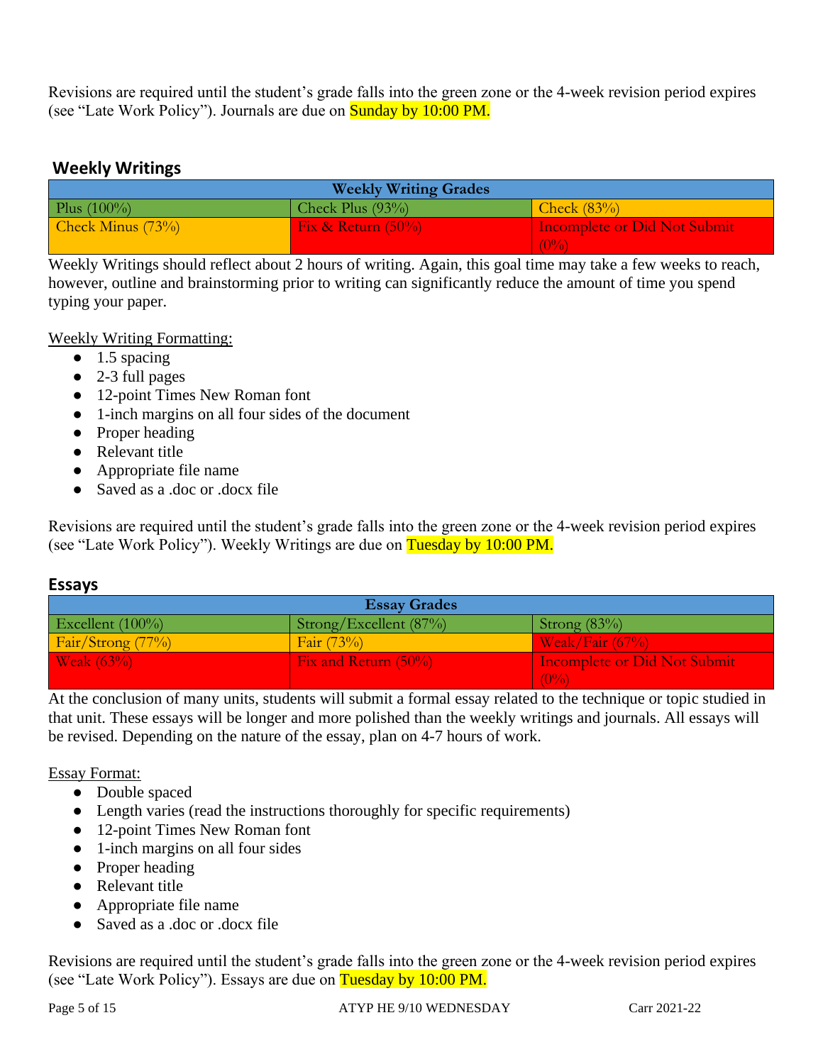Revisions are required until the student's grade falls into the green zone or the 4-week revision period expires (see "Late Work Policy"). Journals are due on Sunday by 10:00 PM.

## Weekly Writings

| Weekly Writing Grades | | |
|---|---|---|
| Plus (100%) | Check Plus (93%) | Check (83%) |
| Check Minus (73%) | Fix & Return (50%) | Incomplete or Did Not Submit (0%) |

Weekly Writings should reflect about 2 hours of writing. Again, this goal time may take a few weeks to reach, however, outline and brainstorming prior to writing can significantly reduce the amount of time you spend typing your paper.

Weekly Writing Formatting:

- 1.5 spacing
- 2-3 full pages
- 12-point Times New Roman font
- 1-inch margins on all four sides of the document
- Proper heading
- Relevant title
- Appropriate file name
- Saved as a .doc or .docx file

Revisions are required until the student's grade falls into the green zone or the 4-week revision period expires (see "Late Work Policy"). Weekly Writings are due on Tuesday by 10:00 PM.

## Essays

| Essay Grades | | |
|---|---|---|
| Excellent (100%) | Strong/Excellent (87%) | Strong (83%) |
| Fair/Strong (77%) | Fair (73%) | Weak/Fair (67%) |
| Weak (63%) | Fix and Return (50%) | Incomplete or Did Not Submit (0%) |

At the conclusion of many units, students will submit a formal essay related to the technique or topic studied in that unit. These essays will be longer and more polished than the weekly writings and journals. All essays will be revised. Depending on the nature of the essay, plan on 4-7 hours of work.

Essay Format:

- Double spaced
- Length varies (read the instructions thoroughly for specific requirements)
- 12-point Times New Roman font
- 1-inch margins on all four sides
- Proper heading
- Relevant title
- Appropriate file name
- Saved as a .doc or .docx file

Revisions are required until the student's grade falls into the green zone or the 4-week revision period expires (see "Late Work Policy"). Essays are due on Tuesday by 10:00 PM.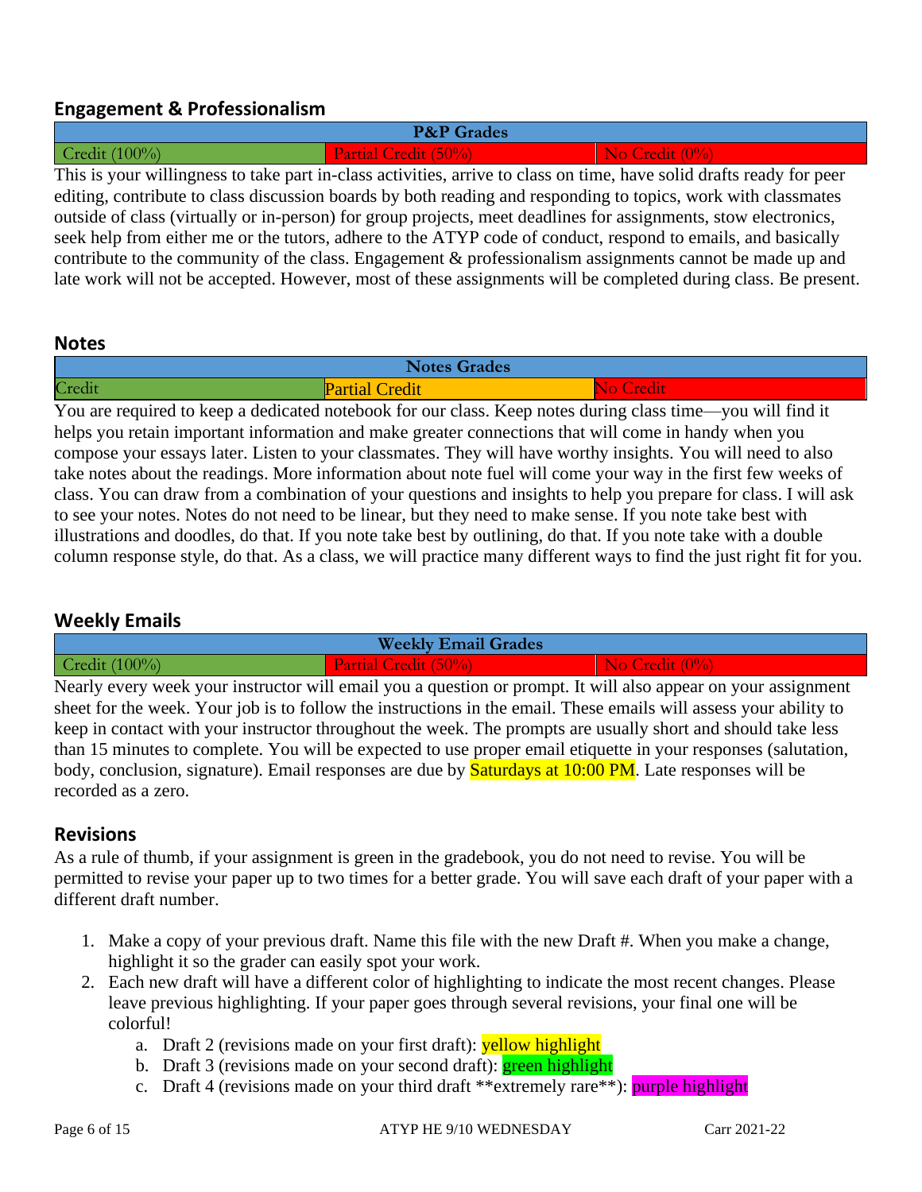## Engagement & Professionalism

| P&P Grades | | |
|---|---|---|
| Credit (100%) | Partial Credit (50%) | No Credit (0%) |

This is your willingness to take part in-class activities, arrive to class on time, have solid drafts ready for peer editing, contribute to class discussion boards by both reading and responding to topics, work with classmates outside of class (virtually or in-person) for group projects, meet deadlines for assignments, stow electronics, seek help from either me or the tutors, adhere to the ATYP code of conduct, respond to emails, and basically contribute to the community of the class. Engagement & professionalism assignments cannot be made up and late work will not be accepted. However, most of these assignments will be completed during class. Be present.

## Notes

| Notes Grades | | |
|---|---|---|
| Credit | Partial Credit | No Credit |

You are required to keep a dedicated notebook for our class. Keep notes during class time—you will find it helps you retain important information and make greater connections that will come in handy when you compose your essays later. Listen to your classmates. They will have worthy insights. You will need to also take notes about the readings. More information about note fuel will come your way in the first few weeks of class. You can draw from a combination of your questions and insights to help you prepare for class. I will ask to see your notes. Notes do not need to be linear, but they need to make sense. If you note take best with illustrations and doodles, do that. If you note take best by outlining, do that. If you note take with a double column response style, do that. As a class, we will practice many different ways to find the just right fit for you.

## Weekly Emails

| Weekly Email Grades | | |
|---|---|---|
| Credit (100%) | Partial Credit (50%) | No Credit (0%) |

Nearly every week your instructor will email you a question or prompt. It will also appear on your assignment sheet for the week. Your job is to follow the instructions in the email. These emails will assess your ability to keep in contact with your instructor throughout the week. The prompts are usually short and should take less than 15 minutes to complete. You will be expected to use proper email etiquette in your responses (salutation, body, conclusion, signature). Email responses are due by Saturdays at 10:00 PM. Late responses will be recorded as a zero.

## Revisions

As a rule of thumb, if your assignment is green in the gradebook, you do not need to revise. You will be permitted to revise your paper up to two times for a better grade. You will save each draft of your paper with a different draft number.

1. Make a copy of your previous draft. Name this file with the new Draft #. When you make a change, highlight it so the grader can easily spot your work.
2. Each new draft will have a different color of highlighting to indicate the most recent changes. Please leave previous highlighting. If your paper goes through several revisions, your final one will be colorful!
   a. Draft 2 (revisions made on your first draft): yellow highlight
   b. Draft 3 (revisions made on your second draft): green highlight
   c. Draft 4 (revisions made on your third draft **extremely rare**): purple highlight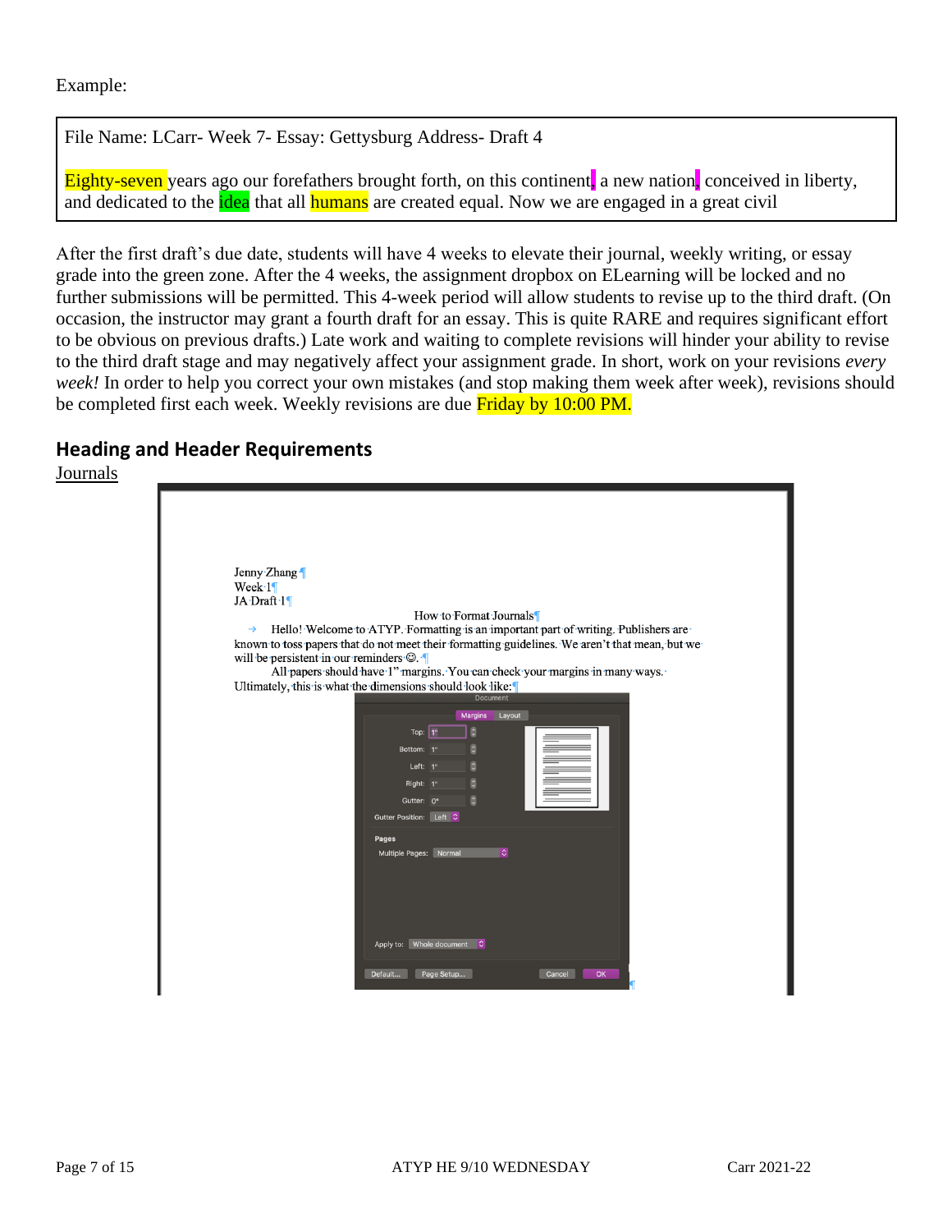Example:

> File Name: LCarr- Week 7- Essay: Gettysburg Address- Draft 4
>
> Eighty-seven years ago our forefathers brought forth, on this continent, a new nation, conceived in liberty, and dedicated to the idea that all humans are created equal. Now we are engaged in a great civil

After the first draft's due date, students will have 4 weeks to elevate their journal, weekly writing, or essay grade into the green zone. After the 4 weeks, the assignment dropbox on ELearning will be locked and no further submissions will be permitted. This 4-week period will allow students to revise up to the third draft. (On occasion, the instructor may grant a fourth draft for an essay. This is quite RARE and requires significant effort to be obvious on previous drafts.) Late work and waiting to complete revisions will hinder your ability to revise to the third draft stage and may negatively affect your assignment grade. In short, work on your revisions *every week!* In order to help you correct your own mistakes (and stop making them week after week), revisions should be completed first each week. Weekly revisions are due Friday by 10:00 PM.

## Heading and Header Requirements

Journals

Jenny Zhang
Week 1
JA Draft 1

How to Format Journals

Hello! Welcome to ATYP. Formatting is an important part of writing. Publishers are known to toss papers that do not meet their formatting guidelines. We aren't that mean, but we will be persistent in our reminders ☺.

All papers should have 1" margins. You can check your margins in many ways. Ultimately, this is what the dimensions should look like:

Document

Margins | Layout

Top: 1"
Bottom: 1"
Left: 1"
Right: 1"
Gutter: 0"
Gutter Position: Left

Pages
Multiple Pages: Normal

Apply to: Whole document

Default... | Page Setup... | Cancel | OK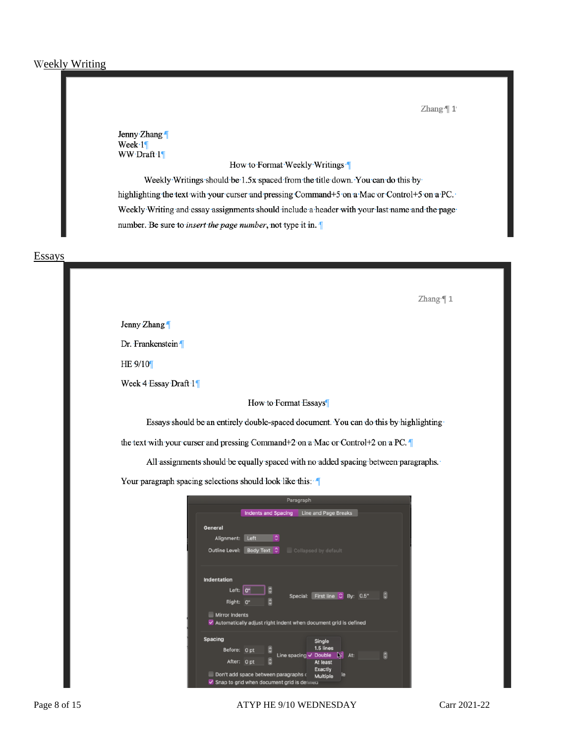## Weekly Writing

Zhang 1

Jenny Zhang
Week 1
WW Draft 1

How to Format Weekly Writings

Weekly Writings should be 1.5x spaced from the title down. You can do this by highlighting the text with your curser and pressing Command+5 on a Mac or Control+5 on a PC. Weekly Writing and essay assignments should include a header with your last name and the page number. Be sure to *insert the page number*, not type it in.

## Essays

Zhang 1

Jenny Zhang

Dr. Frankenstein

HE 9/10

Week 4 Essay Draft 1

How to Format Essays

Essays should be an entirely double-spaced document. You can do this by highlighting the text with your curser and pressing Command+2 on a Mac or Control+2 on a PC.

All assignments should be equally spaced with no added spacing between paragraphs. Your paragraph spacing selections should look like this:

Paragraph

Indents and Spacing | Line and Page Breaks

General

Alignment: Left

Outline Level: Body Text — Collapsed by default

Indentation

Left: 0"

Right: 0"

Special: First line By: 0.5"

Mirror Indents

Automatically adjust right indent when document grid is defined

Spacing

Before: 0 pt

After: 0 pt

Line spacing: Single / 1.5 lines / ✓ Double / At least / Exactly / Multiple — At:

Don't add space between paragraphs of the same style

Snap to grid when document grid is defined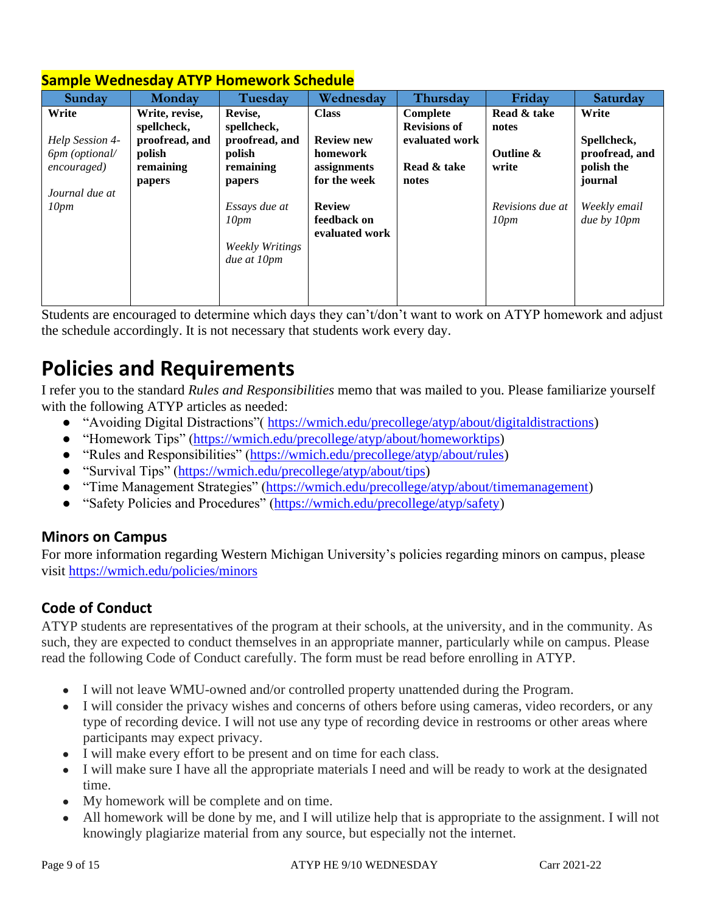## Sample Wednesday ATYP Homework Schedule

| Sunday | Monday | Tuesday | Wednesday | Thursday | Friday | Saturday |
|---|---|---|---|---|---|---|
| **Write**<br><br>*Help Session 4-6pm (optional/ encouraged)*<br><br>*Journal due at 10pm* | **Write, revise, spellcheck, proofread, and polish remaining papers** | **Revise, spellcheck, proofread, and polish remaining papers**<br><br>*Essays due at 10pm*<br><br>*Weekly Writings due at 10pm* | **Class**<br><br>**Review new homework assignments for the week**<br><br>**Review feedback on evaluated work** | **Complete Revisions of evaluated work**<br><br>**Read & take notes** | **Read & take notes**<br><br>**Outline & write**<br><br>*Revisions due at 10pm* | **Write**<br><br>**Spellcheck, proofread, and polish the journal**<br><br>*Weekly email due by 10pm* |

Students are encouraged to determine which days they can't/don't want to work on ATYP homework and adjust the schedule accordingly. It is not necessary that students work every day.

# Policies and Requirements

I refer you to the standard *Rules and Responsibilities* memo that was mailed to you. Please familiarize yourself with the following ATYP articles as needed:

- "Avoiding Digital Distractions"( https://wmich.edu/precollege/atyp/about/digitaldistractions)
- "Homework Tips" (https://wmich.edu/precollege/atyp/about/homeworktips)
- "Rules and Responsibilities" (https://wmich.edu/precollege/atyp/about/rules)
- "Survival Tips" (https://wmich.edu/precollege/atyp/about/tips)
- "Time Management Strategies" (https://wmich.edu/precollege/atyp/about/timemanagement)
- "Safety Policies and Procedures" (https://wmich.edu/precollege/atyp/safety)

### Minors on Campus

For more information regarding Western Michigan University's policies regarding minors on campus, please visit https://wmich.edu/policies/minors

### Code of Conduct

ATYP students are representatives of the program at their schools, at the university, and in the community. As such, they are expected to conduct themselves in an appropriate manner, particularly while on campus. Please read the following Code of Conduct carefully. The form must be read before enrolling in ATYP.

- I will not leave WMU-owned and/or controlled property unattended during the Program.
- I will consider the privacy wishes and concerns of others before using cameras, video recorders, or any type of recording device. I will not use any type of recording device in restrooms or other areas where participants may expect privacy.
- I will make every effort to be present and on time for each class.
- I will make sure I have all the appropriate materials I need and will be ready to work at the designated time.
- My homework will be complete and on time.
- All homework will be done by me, and I will utilize help that is appropriate to the assignment. I will not knowingly plagiarize material from any source, but especially not the internet.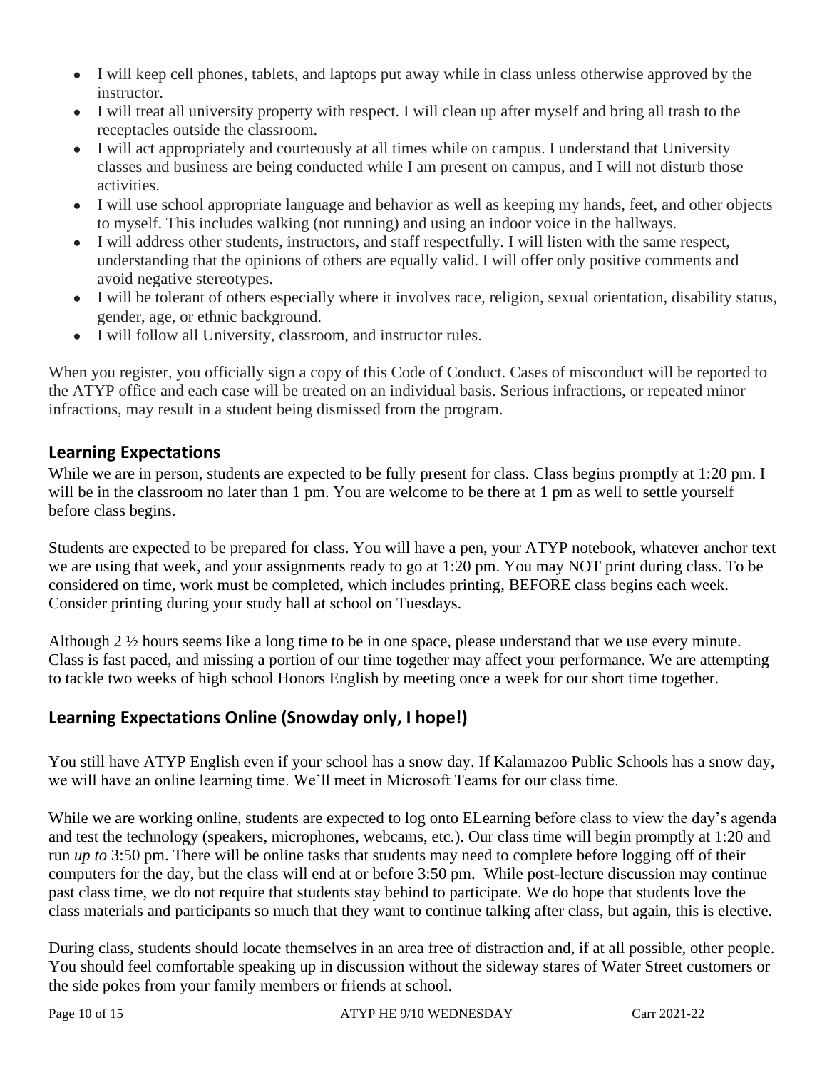- I will keep cell phones, tablets, and laptops put away while in class unless otherwise approved by the instructor.
- I will treat all university property with respect. I will clean up after myself and bring all trash to the receptacles outside the classroom.
- I will act appropriately and courteously at all times while on campus. I understand that University classes and business are being conducted while I am present on campus, and I will not disturb those activities.
- I will use school appropriate language and behavior as well as keeping my hands, feet, and other objects to myself. This includes walking (not running) and using an indoor voice in the hallways.
- I will address other students, instructors, and staff respectfully. I will listen with the same respect, understanding that the opinions of others are equally valid. I will offer only positive comments and avoid negative stereotypes.
- I will be tolerant of others especially where it involves race, religion, sexual orientation, disability status, gender, age, or ethnic background.
- I will follow all University, classroom, and instructor rules.

When you register, you officially sign a copy of this Code of Conduct. Cases of misconduct will be reported to the ATYP office and each case will be treated on an individual basis. Serious infractions, or repeated minor infractions, may result in a student being dismissed from the program.

## Learning Expectations

While we are in person, students are expected to be fully present for class. Class begins promptly at 1:20 pm. I will be in the classroom no later than 1 pm. You are welcome to be there at 1 pm as well to settle yourself before class begins.

Students are expected to be prepared for class. You will have a pen, your ATYP notebook, whatever anchor text we are using that week, and your assignments ready to go at 1:20 pm. You may NOT print during class. To be considered on time, work must be completed, which includes printing, BEFORE class begins each week. Consider printing during your study hall at school on Tuesdays.

Although 2 ½ hours seems like a long time to be in one space, please understand that we use every minute. Class is fast paced, and missing a portion of our time together may affect your performance. We are attempting to tackle two weeks of high school Honors English by meeting once a week for our short time together.

## Learning Expectations Online (Snowday only, I hope!)

You still have ATYP English even if your school has a snow day. If Kalamazoo Public Schools has a snow day, we will have an online learning time. We'll meet in Microsoft Teams for our class time.

While we are working online, students are expected to log onto ELearning before class to view the day's agenda and test the technology (speakers, microphones, webcams, etc.). Our class time will begin promptly at 1:20 and run *up to* 3:50 pm. There will be online tasks that students may need to complete before logging off of their computers for the day, but the class will end at or before 3:50 pm. While post-lecture discussion may continue past class time, we do not require that students stay behind to participate. We do hope that students love the class materials and participants so much that they want to continue talking after class, but again, this is elective.

During class, students should locate themselves in an area free of distraction and, if at all possible, other people. You should feel comfortable speaking up in discussion without the sideway stares of Water Street customers or the side pokes from your family members or friends at school.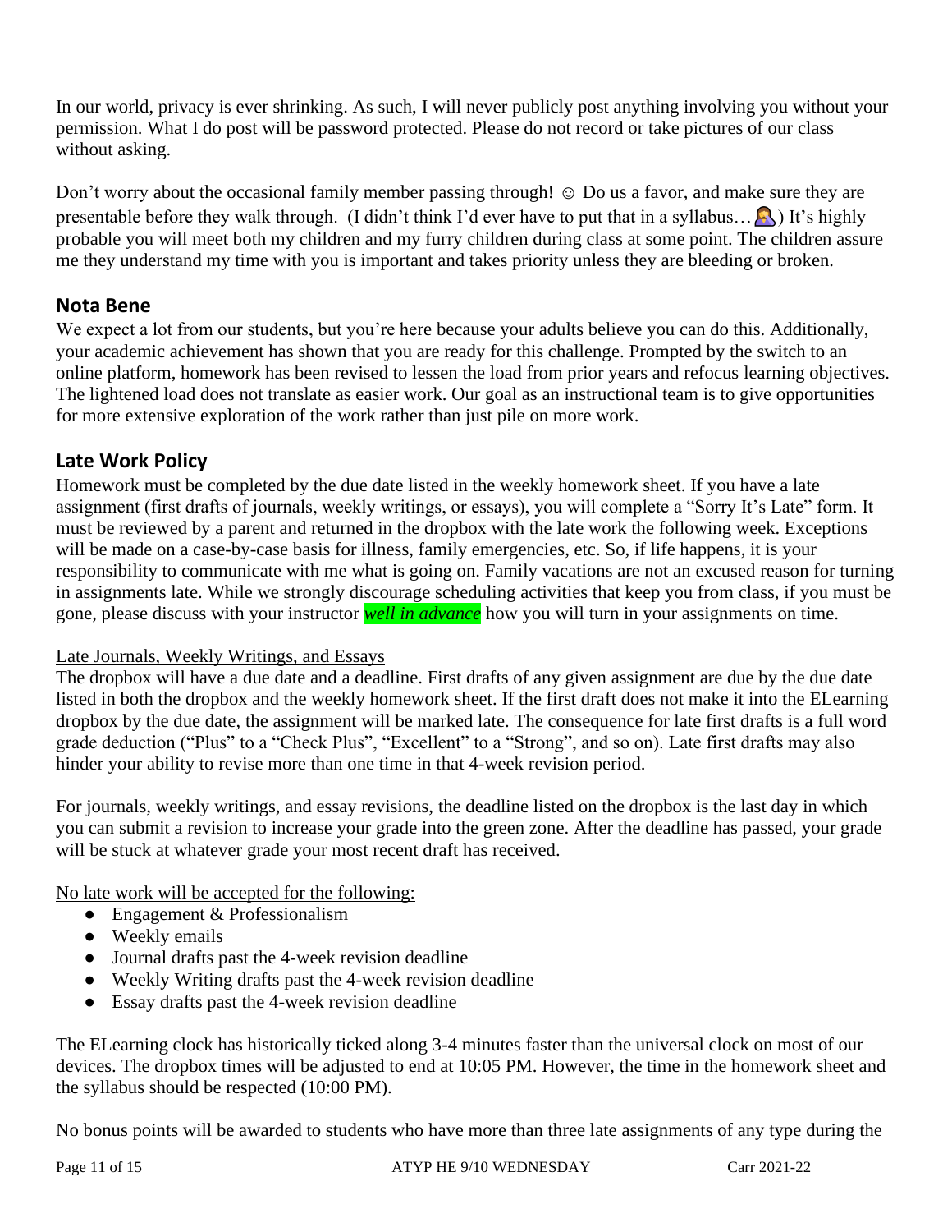In our world, privacy is ever shrinking. As such, I will never publicly post anything involving you without your permission. What I do post will be password protected. Please do not record or take pictures of our class without asking.

Don't worry about the occasional family member passing through! ☺ Do us a favor, and make sure they are presentable before they walk through. (I didn't think I'd ever have to put that in a syllabus… 🤦‍♀️) It's highly probable you will meet both my children and my furry children during class at some point. The children assure me they understand my time with you is important and takes priority unless they are bleeding or broken.

## Nota Bene

We expect a lot from our students, but you're here because your adults believe you can do this. Additionally, your academic achievement has shown that you are ready for this challenge. Prompted by the switch to an online platform, homework has been revised to lessen the load from prior years and refocus learning objectives. The lightened load does not translate as easier work. Our goal as an instructional team is to give opportunities for more extensive exploration of the work rather than just pile on more work.

## Late Work Policy

Homework must be completed by the due date listed in the weekly homework sheet. If you have a late assignment (first drafts of journals, weekly writings, or essays), you will complete a "Sorry It's Late" form. It must be reviewed by a parent and returned in the dropbox with the late work the following week. Exceptions will be made on a case-by-case basis for illness, family emergencies, etc. So, if life happens, it is your responsibility to communicate with me what is going on. Family vacations are not an excused reason for turning in assignments late. While we strongly discourage scheduling activities that keep you from class, if you must be gone, please discuss with your instructor ***well in advance*** how you will turn in your assignments on time.

Late Journals, Weekly Writings, and Essays

The dropbox will have a due date and a deadline. First drafts of any given assignment are due by the due date listed in both the dropbox and the weekly homework sheet. If the first draft does not make it into the ELearning dropbox by the due date, the assignment will be marked late. The consequence for late first drafts is a full word grade deduction ("Plus" to a "Check Plus", "Excellent" to a "Strong", and so on). Late first drafts may also hinder your ability to revise more than one time in that 4-week revision period.

For journals, weekly writings, and essay revisions, the deadline listed on the dropbox is the last day in which you can submit a revision to increase your grade into the green zone. After the deadline has passed, your grade will be stuck at whatever grade your most recent draft has received.

No late work will be accepted for the following:

- Engagement & Professionalism
- Weekly emails
- Journal drafts past the 4-week revision deadline
- Weekly Writing drafts past the 4-week revision deadline
- Essay drafts past the 4-week revision deadline

The ELearning clock has historically ticked along 3-4 minutes faster than the universal clock on most of our devices. The dropbox times will be adjusted to end at 10:05 PM. However, the time in the homework sheet and the syllabus should be respected (10:00 PM).

No bonus points will be awarded to students who have more than three late assignments of any type during the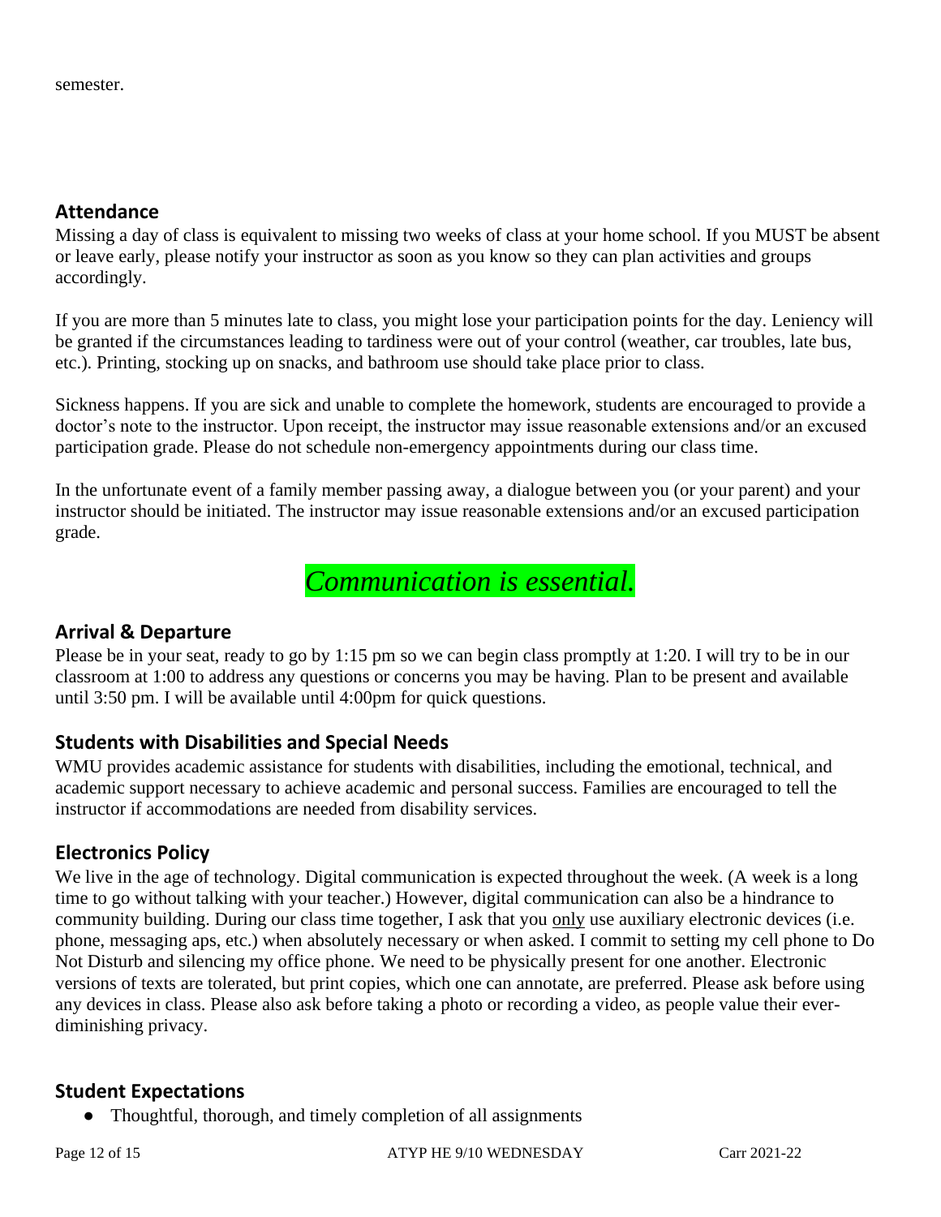semester.

## Attendance

Missing a day of class is equivalent to missing two weeks of class at your home school. If you MUST be absent or leave early, please notify your instructor as soon as you know so they can plan activities and groups accordingly.

If you are more than 5 minutes late to class, you might lose your participation points for the day. Leniency will be granted if the circumstances leading to tardiness were out of your control (weather, car troubles, late bus, etc.). Printing, stocking up on snacks, and bathroom use should take place prior to class.

Sickness happens. If you are sick and unable to complete the homework, students are encouraged to provide a doctor's note to the instructor. Upon receipt, the instructor may issue reasonable extensions and/or an excused participation grade. Please do not schedule non-emergency appointments during our class time.

In the unfortunate event of a family member passing away, a dialogue between you (or your parent) and your instructor should be initiated. The instructor may issue reasonable extensions and/or an excused participation grade.

*Communication is essential.*

## Arrival & Departure

Please be in your seat, ready to go by 1:15 pm so we can begin class promptly at 1:20. I will try to be in our classroom at 1:00 to address any questions or concerns you may be having. Plan to be present and available until 3:50 pm. I will be available until 4:00pm for quick questions.

## Students with Disabilities and Special Needs

WMU provides academic assistance for students with disabilities, including the emotional, technical, and academic support necessary to achieve academic and personal success. Families are encouraged to tell the instructor if accommodations are needed from disability services.

## Electronics Policy

We live in the age of technology. Digital communication is expected throughout the week. (A week is a long time to go without talking with your teacher.) However, digital communication can also be a hindrance to community building. During our class time together, I ask that you only use auxiliary electronic devices (i.e. phone, messaging aps, etc.) when absolutely necessary or when asked. I commit to setting my cell phone to Do Not Disturb and silencing my office phone. We need to be physically present for one another. Electronic versions of texts are tolerated, but print copies, which one can annotate, are preferred. Please ask before using any devices in class. Please also ask before taking a photo or recording a video, as people value their ever-diminishing privacy.

## Student Expectations

- Thoughtful, thorough, and timely completion of all assignments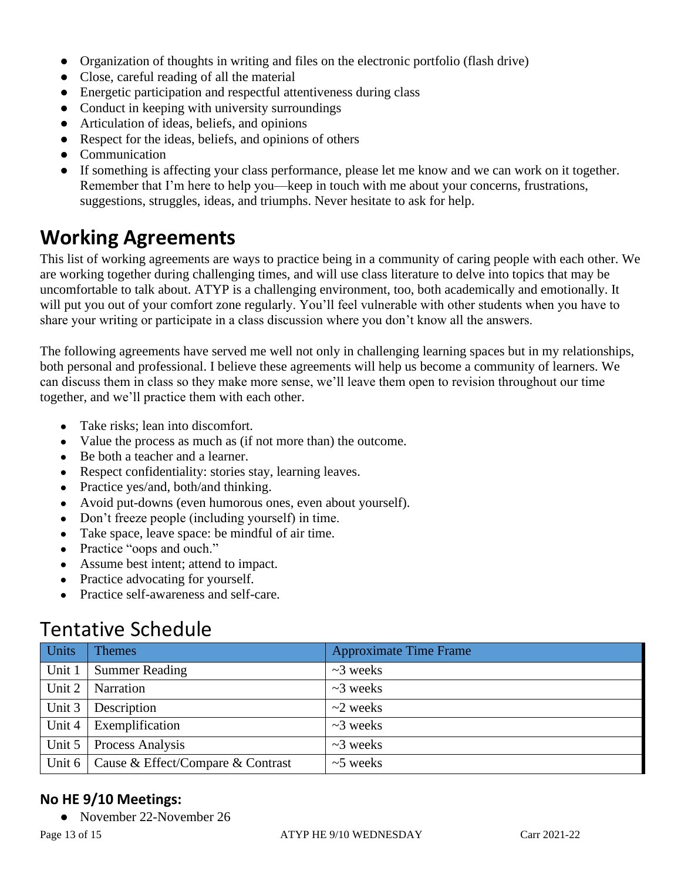- Organization of thoughts in writing and files on the electronic portfolio (flash drive)
- Close, careful reading of all the material
- Energetic participation and respectful attentiveness during class
- Conduct in keeping with university surroundings
- Articulation of ideas, beliefs, and opinions
- Respect for the ideas, beliefs, and opinions of others
- Communication
- If something is affecting your class performance, please let me know and we can work on it together. Remember that I'm here to help you—keep in touch with me about your concerns, frustrations, suggestions, struggles, ideas, and triumphs. Never hesitate to ask for help.

## Working Agreements

This list of working agreements are ways to practice being in a community of caring people with each other. We are working together during challenging times, and will use class literature to delve into topics that may be uncomfortable to talk about. ATYP is a challenging environment, too, both academically and emotionally. It will put you out of your comfort zone regularly. You'll feel vulnerable with other students when you have to share your writing or participate in a class discussion where you don't know all the answers.

The following agreements have served me well not only in challenging learning spaces but in my relationships, both personal and professional. I believe these agreements will help us become a community of learners. We can discuss them in class so they make more sense, we'll leave them open to revision throughout our time together, and we'll practice them with each other.

- Take risks; lean into discomfort.
- Value the process as much as (if not more than) the outcome.
- Be both a teacher and a learner.
- Respect confidentiality: stories stay, learning leaves.
- Practice yes/and, both/and thinking.
- Avoid put-downs (even humorous ones, even about yourself).
- Don't freeze people (including yourself) in time.
- Take space, leave space: be mindful of air time.
- Practice "oops and ouch."
- Assume best intent; attend to impact.
- Practice advocating for yourself.
- Practice self-awareness and self-care.

## Tentative Schedule

| Units | Themes | Approximate Time Frame |
|---|---|---|
| Unit 1 | Summer Reading | ~3 weeks |
| Unit 2 | Narration | ~3 weeks |
| Unit 3 | Description | ~2 weeks |
| Unit 4 | Exemplification | ~3 weeks |
| Unit 5 | Process Analysis | ~3 weeks |
| Unit 6 | Cause & Effect/Compare & Contrast | ~5 weeks |

### No HE 9/10 Meetings:

- November 22-November 26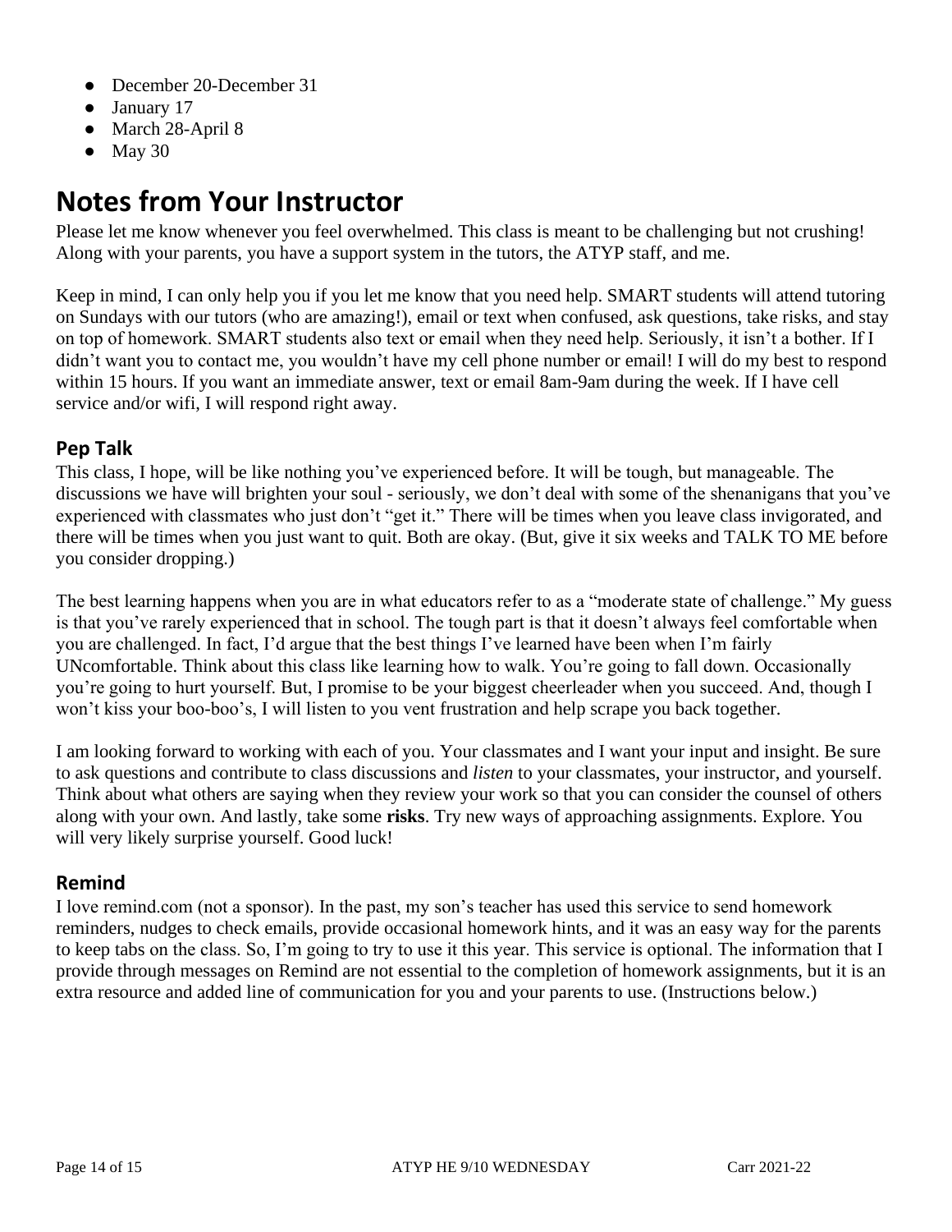- December 20-December 31
- January 17
- March 28-April 8
- May 30

# Notes from Your Instructor

Please let me know whenever you feel overwhelmed. This class is meant to be challenging but not crushing! Along with your parents, you have a support system in the tutors, the ATYP staff, and me.

Keep in mind, I can only help you if you let me know that you need help. SMART students will attend tutoring on Sundays with our tutors (who are amazing!), email or text when confused, ask questions, take risks, and stay on top of homework. SMART students also text or email when they need help. Seriously, it isn't a bother. If I didn't want you to contact me, you wouldn't have my cell phone number or email! I will do my best to respond within 15 hours. If you want an immediate answer, text or email 8am-9am during the week. If I have cell service and/or wifi, I will respond right away.

## Pep Talk

This class, I hope, will be like nothing you've experienced before. It will be tough, but manageable. The discussions we have will brighten your soul - seriously, we don't deal with some of the shenanigans that you've experienced with classmates who just don't "get it." There will be times when you leave class invigorated, and there will be times when you just want to quit. Both are okay. (But, give it six weeks and TALK TO ME before you consider dropping.)

The best learning happens when you are in what educators refer to as a "moderate state of challenge." My guess is that you've rarely experienced that in school. The tough part is that it doesn't always feel comfortable when you are challenged. In fact, I'd argue that the best things I've learned have been when I'm fairly UNcomfortable. Think about this class like learning how to walk. You're going to fall down. Occasionally you're going to hurt yourself. But, I promise to be your biggest cheerleader when you succeed. And, though I won't kiss your boo-boo's, I will listen to you vent frustration and help scrape you back together.

I am looking forward to working with each of you. Your classmates and I want your input and insight. Be sure to ask questions and contribute to class discussions and *listen* to your classmates, your instructor, and yourself. Think about what others are saying when they review your work so that you can consider the counsel of others along with your own. And lastly, take some **risks**. Try new ways of approaching assignments. Explore. You will very likely surprise yourself. Good luck!

## Remind

I love remind.com (not a sponsor). In the past, my son's teacher has used this service to send homework reminders, nudges to check emails, provide occasional homework hints, and it was an easy way for the parents to keep tabs on the class. So, I'm going to try to use it this year. This service is optional. The information that I provide through messages on Remind are not essential to the completion of homework assignments, but it is an extra resource and added line of communication for you and your parents to use. (Instructions below.)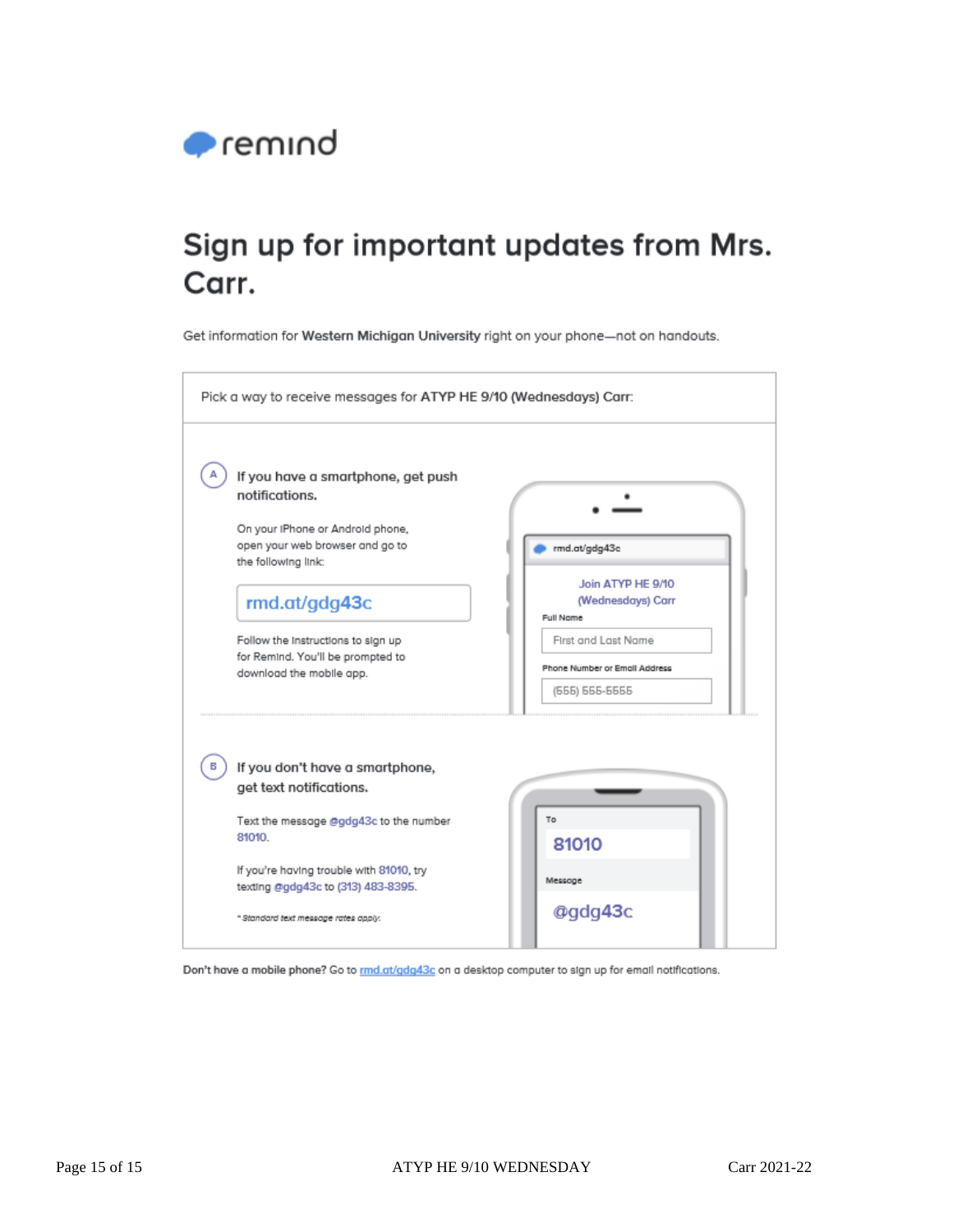remind

# Sign up for important updates from Mrs. Carr.

Get information for **Western Michigan University** right on your phone—not on handouts.

Pick a way to receive messages for **ATYP HE 9/10 (Wednesdays) Carr**:

**A** **If you have a smartphone, get push notifications.**

On your iPhone or Android phone, open your web browser and go to the following link:

rmd.at/gdg43c

Follow the instructions to sign up for Remind. You'll be prompted to download the mobile app.

rmd.at/gdg43c

Join ATYP HE 9/10 (Wednesdays) Carr

Full Name

First and Last Name

Phone Number or Email Address

(555) 555-5555

**B** **If you don't have a smartphone, get text notifications.**

Text the message @gdg43c to the number 81010.

If you're having trouble with 81010, try texting @gdg43c to (313) 483-8395.

*Standard text message rates apply.*

To

81010

Message

@gdg43c

**Don't have a mobile phone?** Go to rmd.at/gdg43c on a desktop computer to sign up for email notifications.